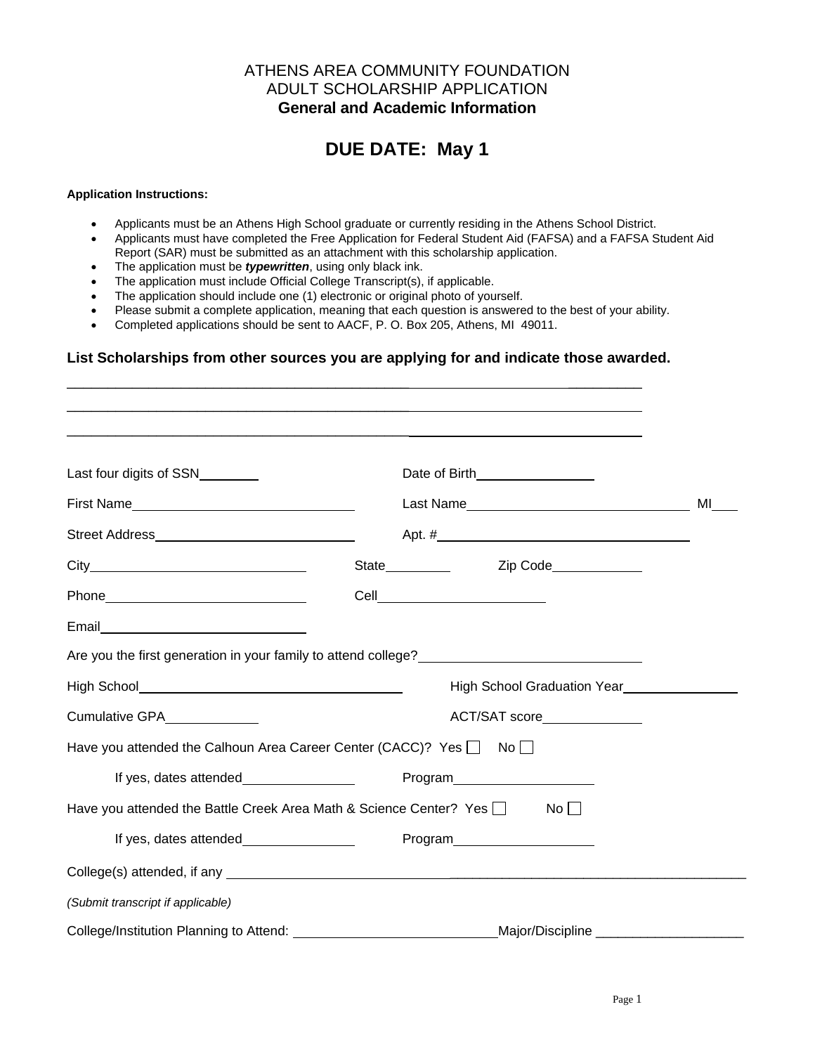ATHENS AREA COMMUNITY FOUNDATION
ADULT SCHOLARSHIP APPLICATION
**General and Academic Information**

## DUE DATE: May 1

**Application Instructions:**

- Applicants must be an Athens High School graduate or currently residing in the Athens School District.
- Applicants must have completed the Free Application for Federal Student Aid (FAFSA) and a FAFSA Student Aid Report (SAR) must be submitted as an attachment with this scholarship application.
- The application must be ***typewritten***, using only black ink.
- The application must include Official College Transcript(s), if applicable.
- The application should include one (1) electronic or original photo of yourself.
- Please submit a complete application, meaning that each question is answered to the best of your ability.
- Completed applications should be sent to AACF, P. O. Box 205, Athens, MI 49011.

**List Scholarships from other sources you are applying for and indicate those awarded.**

_______________________________________________

_______________________________________________

_______________________________________________

Last four digits of SSN________ Date of Birth________________

First Name______________________________ Last Name______________________________ MI___

Street Address__________________________ Apt. #__________________________________

City____________________________ State_________ Zip Code____________

Phone___________________________ Cell_______________________

Email____________________________

Are you the first generation in your family to attend college?____________________________

High School____________________________________ High School Graduation Year_______________

Cumulative GPA____________ ACT/SAT score_____________

Have you attended the Calhoun Area Career Center (CACC)? Yes ☐ No ☐

If yes, dates attended_______________ Program___________________

Have you attended the Battle Creek Area Math & Science Center? Yes ☐ No ☐

If yes, dates attended_______________ Program___________________

College(s) attended, if any ________________________________________________________________

*(Submit transcript if applicable)*

College/Institution Planning to Attend: ___________________________Major/Discipline ___________________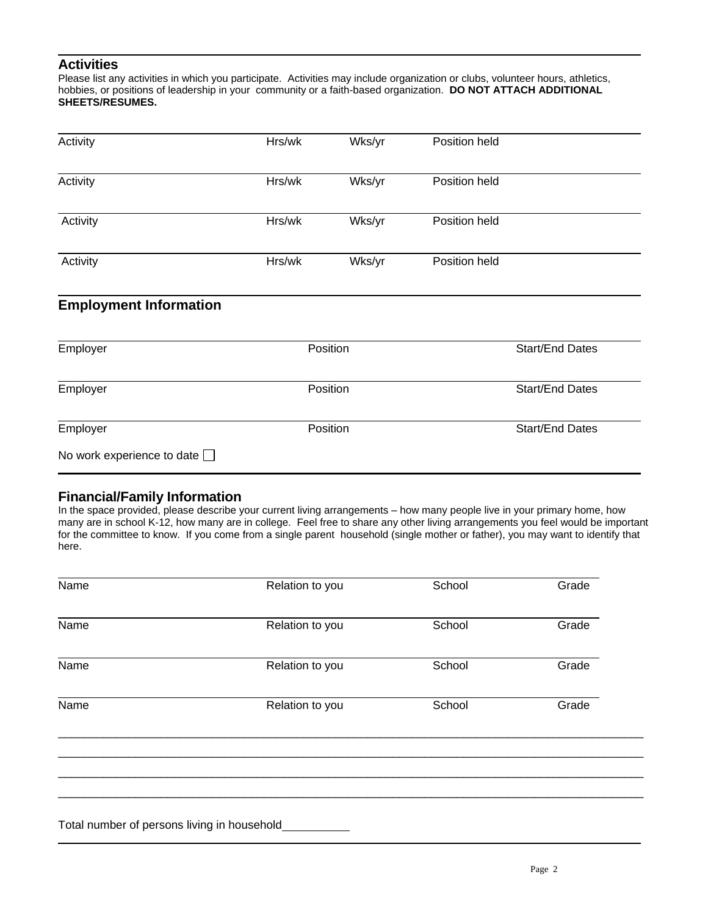## Activities

Please list any activities in which you participate. Activities may include organization or clubs, volunteer hours, athletics, hobbies, or positions of leadership in your community or a faith-based organization. **DO NOT ATTACH ADDITIONAL SHEETS/RESUMES.**

| Activity | Hrs/wk | Wks/yr | Position held |
|---|---|---|---|
| Activity | Hrs/wk | Wks/yr | Position held |
| Activity | Hrs/wk | Wks/yr | Position held |
| Activity | Hrs/wk | Wks/yr | Position held |

## Employment Information

| Employer | Position | Start/End Dates |
|---|---|---|
| Employer | Position | Start/End Dates |
| Employer | Position | Start/End Dates |

No work experience to date ☐

## Financial/Family Information

In the space provided, please describe your current living arrangements – how many people live in your primary home, how many are in school K-12, how many are in college. Feel free to share any other living arrangements you feel would be important for the committee to know. If you come from a single parent household (single mother or father), you may want to identify that here.

| Name | Relation to you | School | Grade |
|---|---|---|---|
| Name | Relation to you | School | Grade |
| Name | Relation to you | School | Grade |
| Name | Relation to you | School | Grade |

______________________________________________________________________________

______________________________________________________________________________

______________________________________________________________________________

______________________________________________________________________________

Total number of persons living in household__________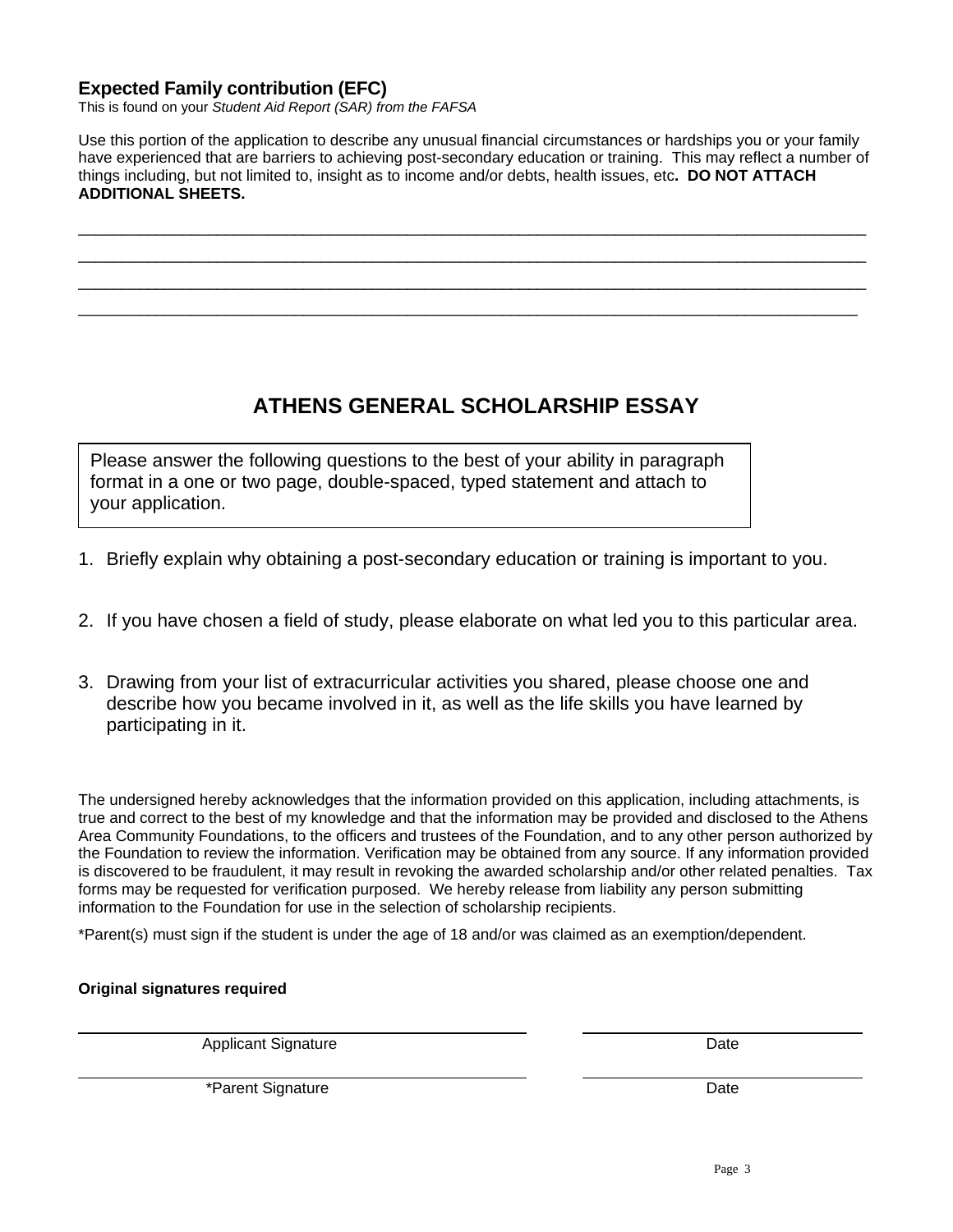**Expected Family contribution (EFC)**
This is found on your *Student Aid Report (SAR) from the FAFSA*

Use this portion of the application to describe any unusual financial circumstances or hardships you or your family have experienced that are barriers to achieving post-secondary education or training. This may reflect a number of things including, but not limited to, insight as to income and/or debts, health issues, etc**. DO NOT ATTACH ADDITIONAL SHEETS.**

______________________________________________________________________________________

______________________________________________________________________________________

______________________________________________________________________________________

______________________________________________________________________________________

## ATHENS GENERAL SCHOLARSHIP ESSAY

Please answer the following questions to the best of your ability in paragraph format in a one or two page, double-spaced, typed statement and attach to your application.

1. Briefly explain why obtaining a post-secondary education or training is important to you.
2. If you have chosen a field of study, please elaborate on what led you to this particular area.
3. Drawing from your list of extracurricular activities you shared, please choose one and describe how you became involved in it, as well as the life skills you have learned by participating in it.

The undersigned hereby acknowledges that the information provided on this application, including attachments, is true and correct to the best of my knowledge and that the information may be provided and disclosed to the Athens Area Community Foundations, to the officers and trustees of the Foundation, and to any other person authorized by the Foundation to review the information. Verification may be obtained from any source. If any information provided is discovered to be fraudulent, it may result in revoking the awarded scholarship and/or other related penalties. Tax forms may be requested for verification purposed. We hereby release from liability any person submitting information to the Foundation for use in the selection of scholarship recipients.

*Parent(s) must sign if the student is under the age of 18 and/or was claimed as an exemption/dependent.

**Original signatures required**

______________________________________ ______________________
Applicant Signature Date

______________________________________ ______________________
*Parent Signature Date